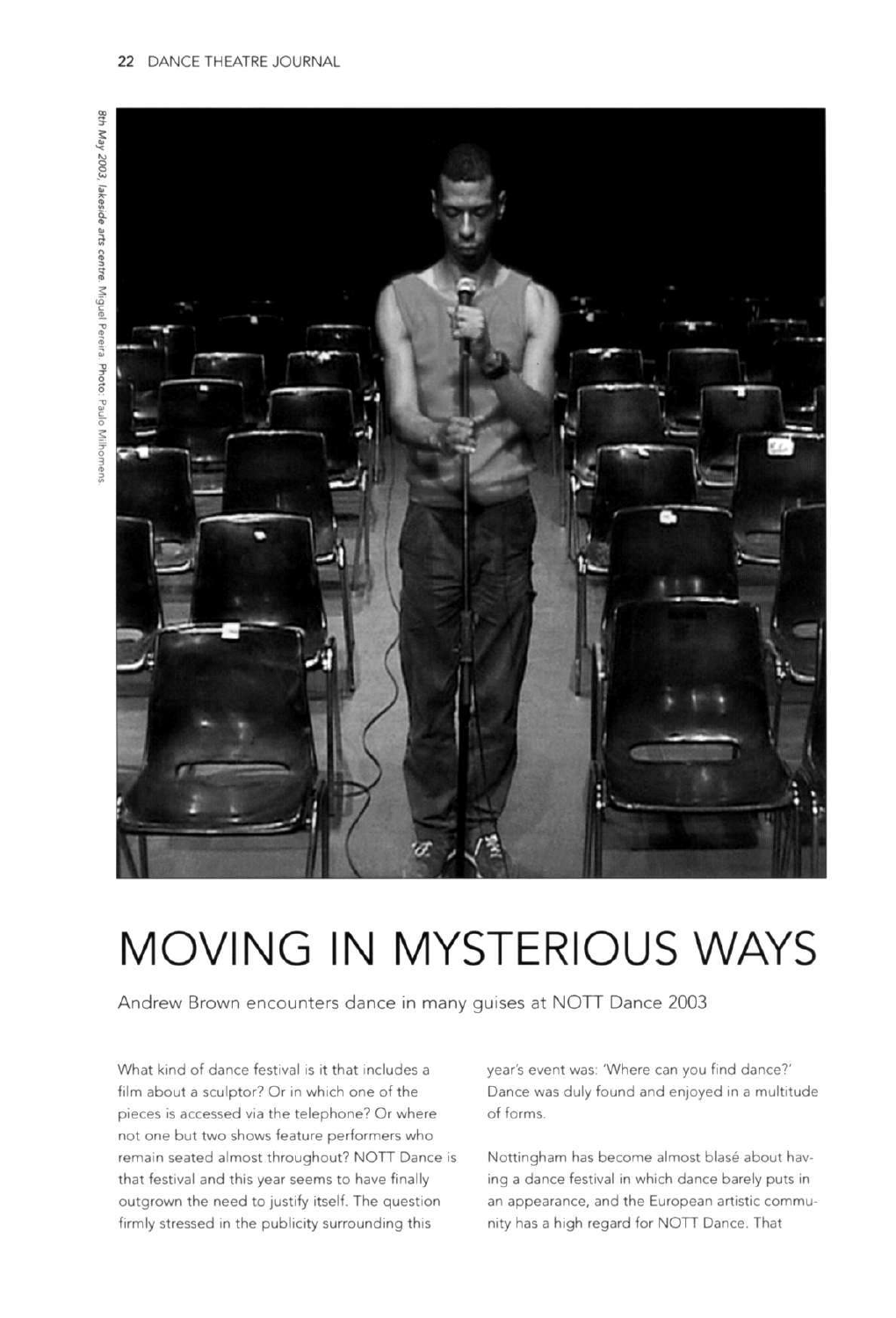8th May 2003, lakeside arts centre. Miguel Pereira. Photo: Paulo Milhomens

# MOVING IN MYSTERIOUS WAYS

Andrew Brown encounters dance in many guises at NOTT Dance 2003

What kind of dance festival is it that includes a film about a sculptor? Or in which one of the pieces is accessed via the telephone? Or where not one but two shows feature performers who remain seated almost throughout? NOTT Dance is that festival and this year seems to have finally outgrown the need to justify itself. The question firmly stressed in the publicity surrounding this year's event was: 'Where can you find dance?' Dance was duly found and enjoyed in a multitude of forms.

Nottingham has become almost blasé about having a dance festival in which dance barely puts in an appearance, and the European artistic community has a high regard for NOTT Dance. That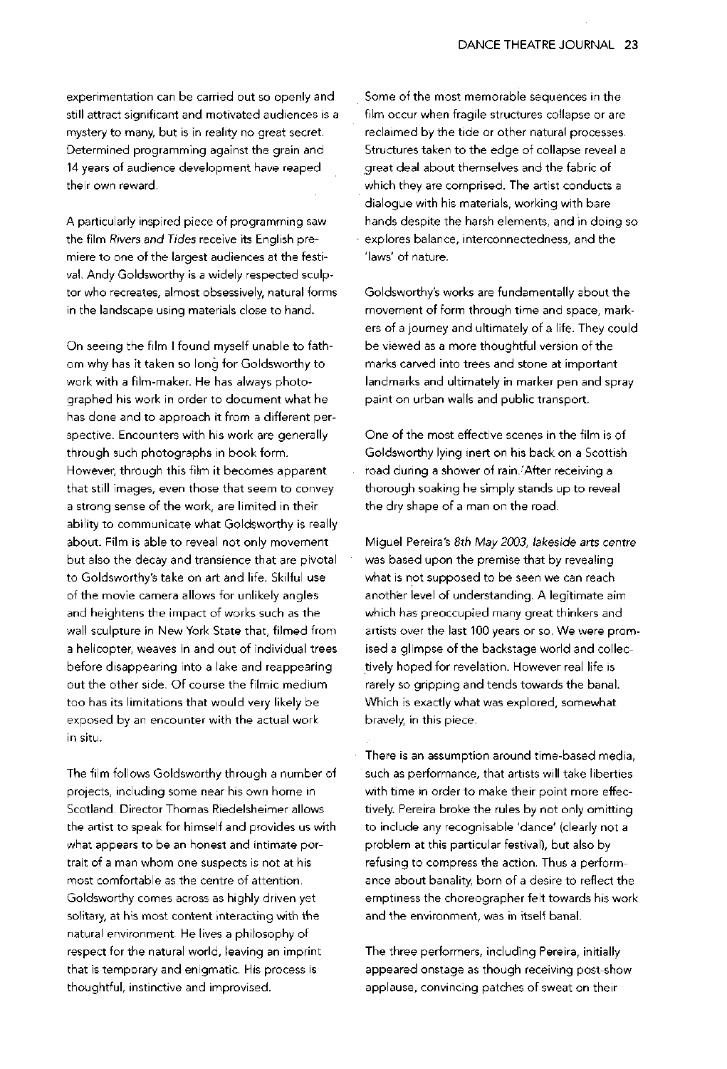experimentation can be carried out so openly and still attract significant and motivated audiences is a mystery to many, but is in reality no great secret. Determined programming against the grain and 14 years of audience development have reaped their own reward.

A particularly inspired piece of programming saw the film *Rivers and Tides* receive its English premiere to one of the largest audiences at the festival. Andy Goldsworthy is a widely respected sculptor who recreates, almost obsessively, natural forms in the landscape using materials close to hand.

On seeing the film I found myself unable to fathom why has it taken so long for Goldsworthy to work with a film-maker. He has always photographed his work in order to document what he has done and to approach it from a different perspective. Encounters with his work are generally through such photographs in book form. However, through this film it becomes apparent that still images, even those that seem to convey a strong sense of the work, are limited in their ability to communicate what Goldsworthy is really about. Film is able to reveal not only movement but also the decay and transience that are pivotal to Goldsworthy's take on art and life. Skilful use of the movie camera allows for unlikely angles and heightens the impact of works such as the wall sculpture in New York State that, filmed from a helicopter, weaves in and out of individual trees before disappearing into a lake and reappearing out the other side. Of course the filmic medium too has its limitations that would very likely be exposed by an encounter with the actual work in situ.

The film follows Goldsworthy through a number of projects, including some near his own home in Scotland. Director Thomas Riedelsheimer allows the artist to speak for himself and provides us with what appears to be an honest and intimate portrait of a man whom one suspects is not at his most comfortable as the centre of attention. Goldsworthy comes across as highly driven yet solitary, at his most content interacting with the natural environment. He lives a philosophy of respect for the natural world, leaving an imprint that is temporary and enigmatic. His process is thoughtful, instinctive and improvised.

Some of the most memorable sequences in the film occur when fragile structures collapse or are reclaimed by the tide or other natural processes. Structures taken to the edge of collapse reveal a great deal about themselves and the fabric of which they are comprised. The artist conducts a dialogue with his materials, working with bare hands despite the harsh elements, and in doing so explores balance, interconnectedness, and the 'laws' of nature.

Goldsworthy's works are fundamentally about the movement of form through time and space, markers of a journey and ultimately of a life. They could be viewed as a more thoughtful version of the marks carved into trees and stone at important landmarks and ultimately in marker pen and spray paint on urban walls and public transport.

One of the most effective scenes in the film is of Goldsworthy lying inert on his back on a Scottish road during a shower of rain. After receiving a thorough soaking he simply stands up to reveal the dry shape of a man on the road.

Miguel Pereira's *8th May 2003, lakeside arts centre* was based upon the premise that by revealing what is not supposed to be seen we can reach another level of understanding. A legitimate aim which has preoccupied many great thinkers and artists over the last 100 years or so. We were promised a glimpse of the backstage world and collectively hoped for revelation. However real life is rarely so gripping and tends towards the banal. Which is exactly what was explored, somewhat bravely, in this piece.

There is an assumption around time-based media, such as performance, that artists will take liberties with time in order to make their point more effectively. Pereira broke the rules by not only omitting to include any recognisable 'dance' (clearly not a problem at this particular festival), but also by refusing to compress the action. Thus a performance about banality, born of a desire to reflect the emptiness the choreographer felt towards his work and the environment, was in itself banal.

The three performers, including Pereira, initially appeared onstage as though receiving post-show applause, convincing patches of sweat on their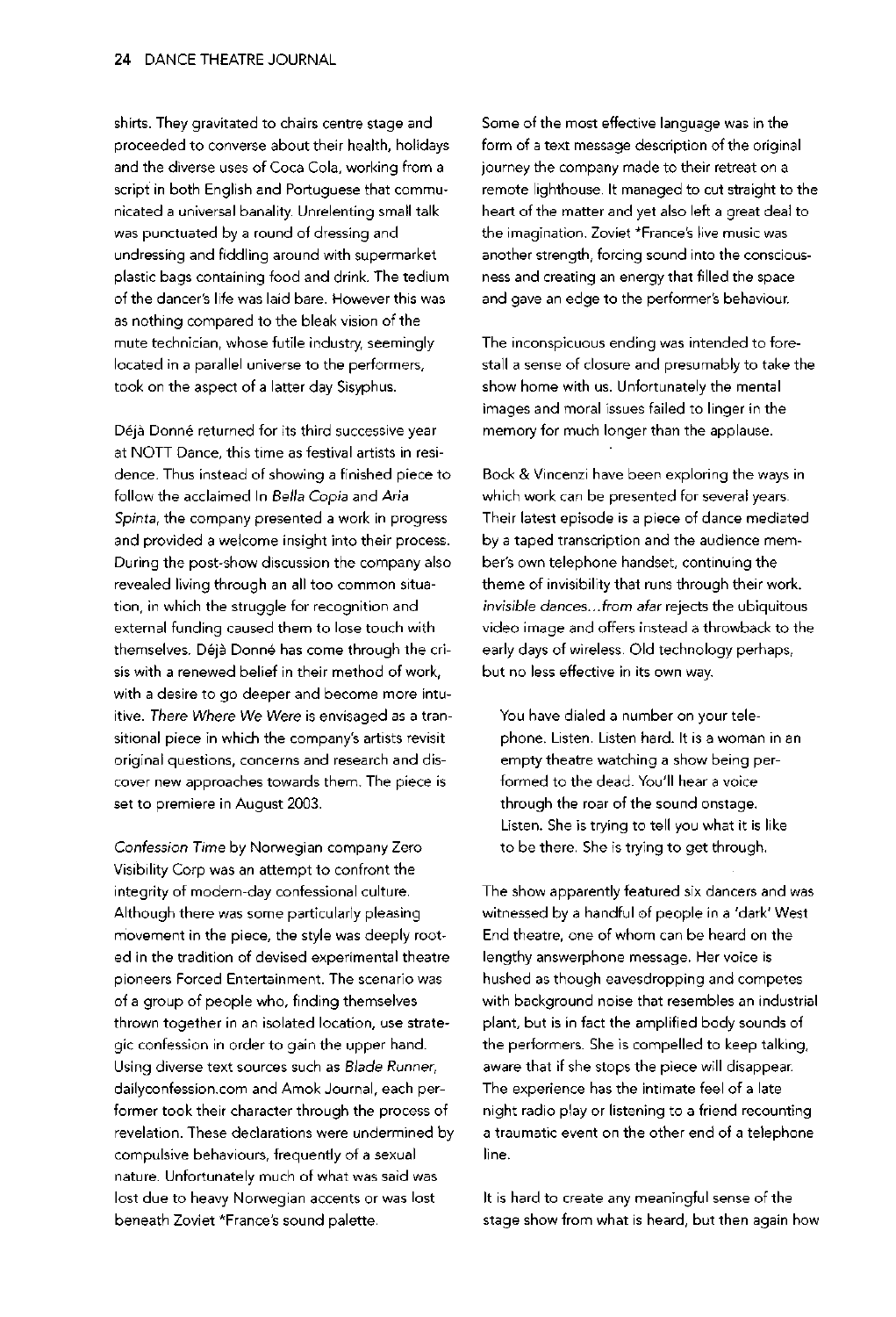shirts. They gravitated to chairs centre stage and proceeded to converse about their health, holidays and the diverse uses of Coca Cola, working from a script in both English and Portuguese that communicated a universal banality. Unrelenting small talk was punctuated by a round of dressing and undressing and fiddling around with supermarket plastic bags containing food and drink. The tedium of the dancer's life was laid bare. However this was as nothing compared to the bleak vision of the mute technician, whose futile industry, seemingly located in a parallel universe to the performers, took on the aspect of a latter day Sisyphus.

Déjà Donné returned for its third successive year at NOTT Dance, this time as festival artists in residence. Thus instead of showing a finished piece to follow the acclaimed *In Bella Copia* and *Aria Spinta*, the company presented a work in progress and provided a welcome insight into their process. During the post-show discussion the company also revealed living through an all too common situation, in which the struggle for recognition and external funding caused them to lose touch with themselves. Déjà Donné has come through the crisis with a renewed belief in their method of work, with a desire to go deeper and become more intuitive. *There Where We Were* is envisaged as a transitional piece in which the company's artists revisit original questions, concerns and research and discover new approaches towards them. The piece is set to premiere in August 2003.

*Confession Time* by Norwegian company Zero Visibility Corp was an attempt to confront the integrity of modern-day confessional culture. Although there was some particularly pleasing movement in the piece, the style was deeply rooted in the tradition of devised experimental theatre pioneers Forced Entertainment. The scenario was of a group of people who, finding themselves thrown together in an isolated location, use strategic confession in order to gain the upper hand. Using diverse text sources such as *Blade Runner*, dailyconfession.com and Amok Journal, each performer took their character through the process of revelation. These declarations were undermined by compulsive behaviours, frequently of a sexual nature. Unfortunately much of what was said was lost due to heavy Norwegian accents or was lost beneath Zoviet *France's sound palette.

Some of the most effective language was in the form of a text message description of the original journey the company made to their retreat on a remote lighthouse. It managed to cut straight to the heart of the matter and yet also left a great deal to the imagination. Zoviet *France's live music was another strength, forcing sound into the consciousness and creating an energy that filled the space and gave an edge to the performer's behaviour.

The inconspicuous ending was intended to forestall a sense of closure and presumably to take the show home with us. Unfortunately the mental images and moral issues failed to linger in the memory for much longer than the applause.

Bock & Vincenzi have been exploring the ways in which work can be presented for several years. Their latest episode is a piece of dance mediated by a taped transcription and the audience member's own telephone handset, continuing the theme of invisibility that runs through their work. *invisible dances...from afar* rejects the ubiquitous video image and offers instead a throwback to the early days of wireless. Old technology perhaps, but no less effective in its own way.

> You have dialed a number on your telephone. Listen. Listen hard. It is a woman in an empty theatre watching a show being performed to the dead. You'll hear a voice through the roar of the sound onstage. Listen. She is trying to tell you what it is like to be there. She is trying to get through.

The show apparently featured six dancers and was witnessed by a handful of people in a 'dark' West End theatre, one of whom can be heard on the lengthy answerphone message. Her voice is hushed as though eavesdropping and competes with background noise that resembles an industrial plant, but is in fact the amplified body sounds of the performers. She is compelled to keep talking, aware that if she stops the piece will disappear. The experience has the intimate feel of a late night radio play or listening to a friend recounting a traumatic event on the other end of a telephone line.

It is hard to create any meaningful sense of the stage show from what is heard, but then again how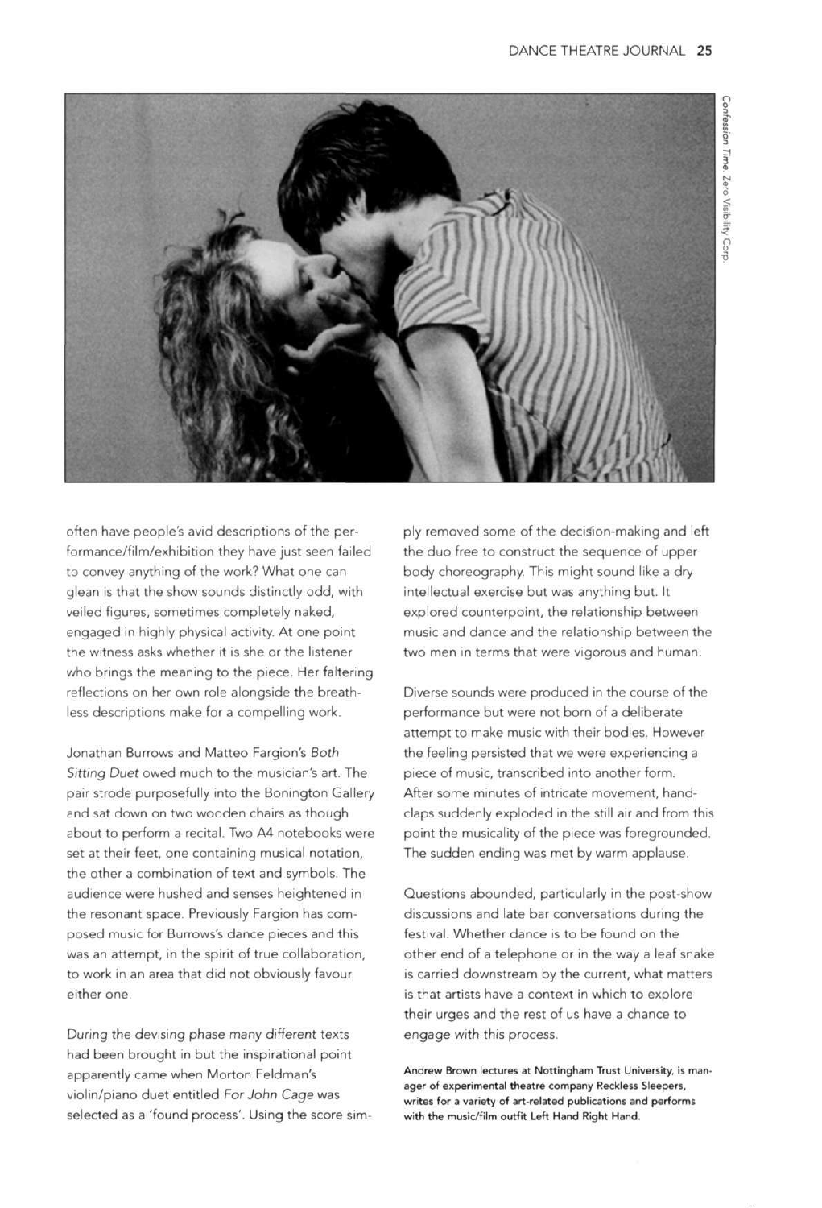Confession Time. Zero Visibility Corp.

often have people's avid descriptions of the performance/film/exhibition they have just seen failed to convey anything of the work? What one can glean is that the show sounds distinctly odd, with veiled figures, sometimes completely naked, engaged in highly physical activity. At one point the witness asks whether it is she or the listener who brings the meaning to the piece. Her faltering reflections on her own role alongside the breathless descriptions make for a compelling work.

Jonathan Burrows and Matteo Fargion's *Both Sitting Duet* owed much to the musician's art. The pair strode purposefully into the Bonington Gallery and sat down on two wooden chairs as though about to perform a recital. Two A4 notebooks were set at their feet, one containing musical notation, the other a combination of text and symbols. The audience were hushed and senses heightened in the resonant space. Previously Fargion has composed music for Burrows's dance pieces and this was an attempt, in the spirit of true collaboration, to work in an area that did not obviously favour either one.

During the devising phase many different texts had been brought in but the inspirational point apparently came when Morton Feldman's violin/piano duet entitled *For John Cage* was selected as a 'found process'. Using the score simply removed some of the decision-making and left the duo free to construct the sequence of upper body choreography. This might sound like a dry intellectual exercise but was anything but. It explored counterpoint, the relationship between music and dance and the relationship between the two men in terms that were vigorous and human.

Diverse sounds were produced in the course of the performance but were not born of a deliberate attempt to make music with their bodies. However the feeling persisted that we were experiencing a piece of music, transcribed into another form. After some minutes of intricate movement, handclaps suddenly exploded in the still air and from this point the musicality of the piece was foregrounded. The sudden ending was met by warm applause.

Questions abounded, particularly in the post-show discussions and late bar conversations during the festival. Whether dance is to be found on the other end of a telephone or in the way a leaf snake is carried downstream by the current, what matters is that artists have a context in which to explore their urges and the rest of us have a chance to engage with this process.

**Andrew Brown lectures at Nottingham Trust University, is manager of experimental theatre company Reckless Sleepers, writes for a variety of art-related publications and performs with the music/film outfit Left Hand Right Hand.**